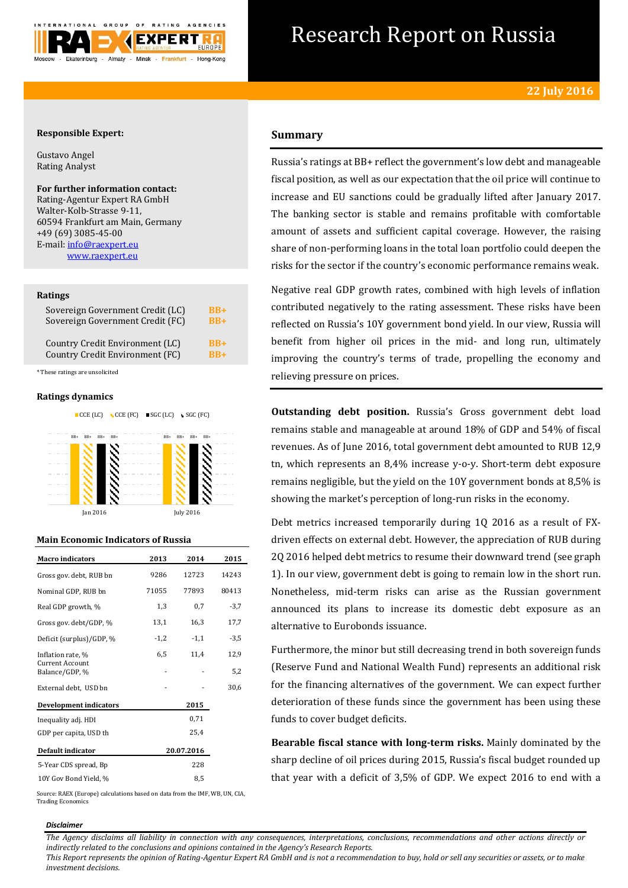# Research Report on Russia

**22 July 2016**

**Responsible Expert:**

Gustavo Angel
Rating Analyst

**For further information contact:**
Rating-Agentur Expert RA GmbH
Walter-Kolb-Strasse 9-11,
60594 Frankfurt am Main, Germany
+49 (69) 3085-45-00
E-mail: info@raexpert.eu
www.raexpert.eu

### Ratings

| | |
|---|---|
| Sovereign Government Credit (LC) | BB+ |
| Sovereign Government Credit (FC) | BB+ |
| Country Credit Environment (LC) | BB+ |
| Country Credit Environment (FC) | BB+ |

*These ratings are unsolicited

### Ratings dynamics

CCE (LC) | CCE (FC) | SGC (LC) | SGC (FC)

| | CCE (LC) | CCE (FC) | SGC (LC) | SGC (FC) |
|---|---|---|---|---|
| Jan 2016 | BB+ | BB+ | BB+ | BB+ |
| July 2016 | BB+ | BB+ | BB+ | BB+ |

### Main Economic Indicators of Russia

| Macro indicators | 2013 | 2014 | 2015 |
|---|---|---|---|
| Gross gov. debt, RUB bn | 9286 | 12723 | 14243 |
| Nominal GDP, RUB bn | 71055 | 77893 | 80413 |
| Real GDP growth, % | 1,3 | 0,7 | -3,7 |
| Gross gov. debt/GDP, % | 13,1 | 16,3 | 17,7 |
| Deficit (surplus)/GDP, % | -1,2 | -1,1 | -3,5 |
| Inflation rate, % | 6,5 | 11,4 | 12,9 |
| Current Account Balance/GDP, % | - | - | 5,2 |
| External debt, USD bn | - | - | 30,6 |

| Development indicators | 2015 |
|---|---|
| Inequality adj. HDI | 0,71 |
| GDP per capita, USD th | 25,4 |

| Default indicator | 20.07.2016 |
|---|---|
| 5-Year CDS spread, Bp | 228 |
| 10Y Gov Bond Yield, % | 8,5 |

Source: RAEX (Europe) calculations based on data from the IMF, WB, UN, CIA, Trading Economics

## Summary

Russia's ratings at BB+ reflect the government's low debt and manageable fiscal position, as well as our expectation that the oil price will continue to increase and EU sanctions could be gradually lifted after January 2017. The banking sector is stable and remains profitable with comfortable amount of assets and sufficient capital coverage. However, the raising share of non-performing loans in the total loan portfolio could deepen the risks for the sector if the country's economic performance remains weak.

Negative real GDP growth rates, combined with high levels of inflation contributed negatively to the rating assessment. These risks have been reflected on Russia's 10Y government bond yield. In our view, Russia will benefit from higher oil prices in the mid- and long run, ultimately improving the country's terms of trade, propelling the economy and relieving pressure on prices.

**Outstanding debt position.** Russia's Gross government debt load remains stable and manageable at around 18% of GDP and 54% of fiscal revenues. As of June 2016, total government debt amounted to RUB 12,9 tn, which represents an 8,4% increase y-o-y. Short-term debt exposure remains negligible, but the yield on the 10Y government bonds at 8,5% is showing the market's perception of long-run risks in the economy.

Debt metrics increased temporarily during 1Q 2016 as a result of FX-driven effects on external debt. However, the appreciation of RUB during 2Q 2016 helped debt metrics to resume their downward trend (see graph 1). In our view, government debt is going to remain low in the short run. Nonetheless, mid-term risks can arise as the Russian government announced its plans to increase its domestic debt exposure as an alternative to Eurobonds issuance.

Furthermore, the minor but still decreasing trend in both sovereign funds (Reserve Fund and National Wealth Fund) represents an additional risk for the financing alternatives of the government. We can expect further deterioration of these funds since the government has been using these funds to cover budget deficits.

**Bearable fiscal stance with long-term risks.** Mainly dominated by the sharp decline of oil prices during 2015, Russia's fiscal budget rounded up that year with a deficit of 3,5% of GDP. We expect 2016 to end with a

***Disclaimer***

*The Agency disclaims all liability in connection with any consequences, interpretations, conclusions, recommendations and other actions directly or indirectly related to the conclusions and opinions contained in the Agency's Research Reports.*
*This Report represents the opinion of Rating-Agentur Expert RA GmbH and is not a recommendation to buy, hold or sell any securities or assets, or to make investment decisions.*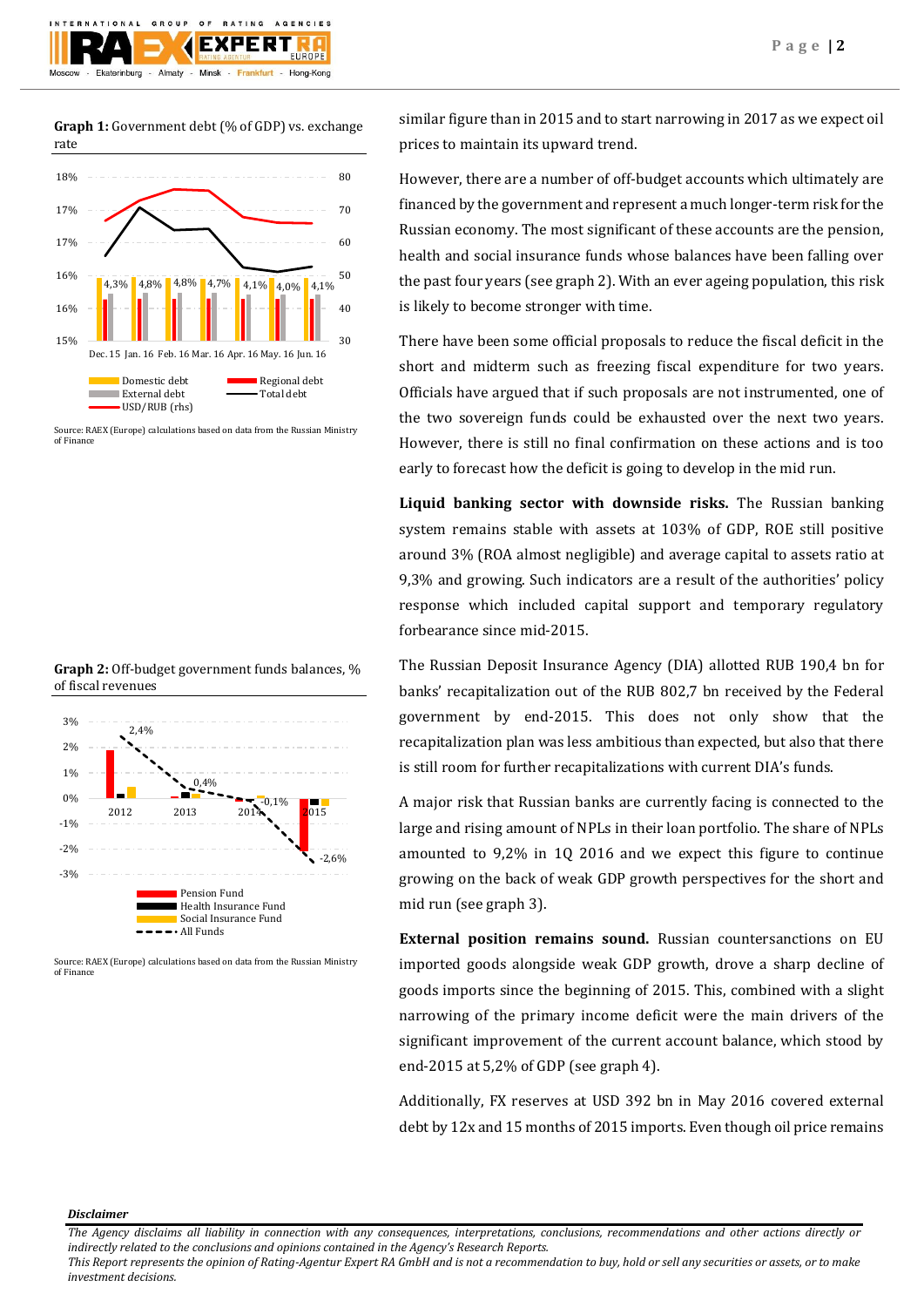**Graph 1:** Government debt (% of GDP) vs. exchange rate

Source: RAEX (Europe) calculations based on data from the Russian Ministry of Finance

**Graph 2:** Off-budget government funds balances, % of fiscal revenues

Source: RAEX (Europe) calculations based on data from the Russian Ministry of Finance

similar figure than in 2015 and to start narrowing in 2017 as we expect oil prices to maintain its upward trend.

However, there are a number of off-budget accounts which ultimately are financed by the government and represent a much longer-term risk for the Russian economy. The most significant of these accounts are the pension, health and social insurance funds whose balances have been falling over the past four years (see graph 2). With an ever ageing population, this risk is likely to become stronger with time.

There have been some official proposals to reduce the fiscal deficit in the short and midterm such as freezing fiscal expenditure for two years. Officials have argued that if such proposals are not instrumented, one of the two sovereign funds could be exhausted over the next two years. However, there is still no final confirmation on these actions and is too early to forecast how the deficit is going to develop in the mid run.

**Liquid banking sector with downside risks.** The Russian banking system remains stable with assets at 103% of GDP, ROE still positive around 3% (ROA almost negligible) and average capital to assets ratio at 9,3% and growing. Such indicators are a result of the authorities' policy response which included capital support and temporary regulatory forbearance since mid-2015.

The Russian Deposit Insurance Agency (DIA) allotted RUB 190,4 bn for banks' recapitalization out of the RUB 802,7 bn received by the Federal government by end-2015. This does not only show that the recapitalization plan was less ambitious than expected, but also that there is still room for further recapitalizations with current DIA's funds.

A major risk that Russian banks are currently facing is connected to the large and rising amount of NPLs in their loan portfolio. The share of NPLs amounted to 9,2% in 1Q 2016 and we expect this figure to continue growing on the back of weak GDP growth perspectives for the short and mid run (see graph 3).

**External position remains sound.** Russian countersanctions on EU imported goods alongside weak GDP growth, drove a sharp decline of goods imports since the beginning of 2015. This, combined with a slight narrowing of the primary income deficit were the main drivers of the significant improvement of the current account balance, which stood by end-2015 at 5,2% of GDP (see graph 4).

Additionally, FX reserves at USD 392 bn in May 2016 covered external debt by 12x and 15 months of 2015 imports. Even though oil price remains

*Disclaimer*

*The Agency disclaims all liability in connection with any consequences, interpretations, conclusions, recommendations and other actions directly or indirectly related to the conclusions and opinions contained in the Agency's Research Reports.*
*This Report represents the opinion of Rating-Agentur Expert RA GmbH and is not a recommendation to buy, hold or sell any securities or assets, or to make investment decisions.*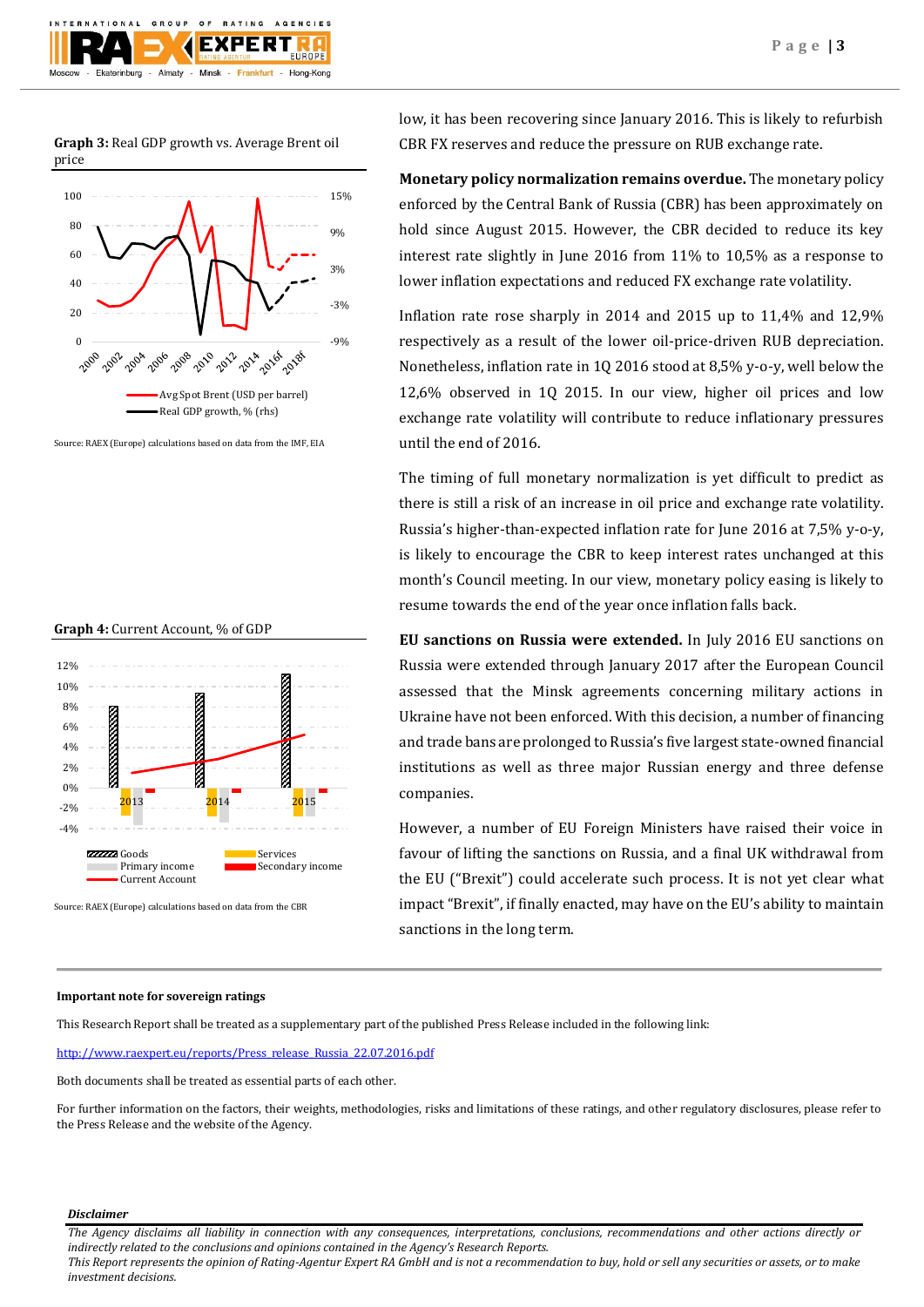**Graph 3:** Real GDP growth vs. Average Brent oil price

100
80
60
40
20
0

15%
9%
3%
-3%
-9%

2000
2002
2004
2006
2008
2010
2012
2014
2016f
2018f

Avg Spot Brent (USD per barrel)
Real GDP growth, % (rhs)

Source: RAEX (Europe) calculations based on data from the IMF, EIA

**Graph 4:** Current Account, % of GDP

12%
10%
8%
6%
4%
2%
0%
-2%
-4%

2013
2014
2015

Goods
Services
Primary income
Secondary income
Current Account

Source: RAEX (Europe) calculations based on data from the CBR

low, it has been recovering since January 2016. This is likely to refurbish CBR FX reserves and reduce the pressure on RUB exchange rate.

**Monetary policy normalization remains overdue.** The monetary policy enforced by the Central Bank of Russia (CBR) has been approximately on hold since August 2015. However, the CBR decided to reduce its key interest rate slightly in June 2016 from 11% to 10,5% as a response to lower inflation expectations and reduced FX exchange rate volatility.

Inflation rate rose sharply in 2014 and 2015 up to 11,4% and 12,9% respectively as a result of the lower oil-price-driven RUB depreciation. Nonetheless, inflation rate in 1Q 2016 stood at 8,5% y-o-y, well below the 12,6% observed in 1Q 2015. In our view, higher oil prices and low exchange rate volatility will contribute to reduce inflationary pressures until the end of 2016.

The timing of full monetary normalization is yet difficult to predict as there is still a risk of an increase in oil price and exchange rate volatility. Russia's higher-than-expected inflation rate for June 2016 at 7,5% y-o-y, is likely to encourage the CBR to keep interest rates unchanged at this month's Council meeting. In our view, monetary policy easing is likely to resume towards the end of the year once inflation falls back.

**EU sanctions on Russia were extended.** In July 2016 EU sanctions on Russia were extended through January 2017 after the European Council assessed that the Minsk agreements concerning military actions in Ukraine have not been enforced. With this decision, a number of financing and trade bans are prolonged to Russia's five largest state-owned financial institutions as well as three major Russian energy and three defense companies.

However, a number of EU Foreign Ministers have raised their voice in favour of lifting the sanctions on Russia, and a final UK withdrawal from the EU ("Brexit") could accelerate such process. It is not yet clear what impact "Brexit", if finally enacted, may have on the EU's ability to maintain sanctions in the long term.

---

**Important note for sovereign ratings**

This Research Report shall be treated as a supplementary part of the published Press Release included in the following link:

http://www.raexpert.eu/reports/Press_release_Russia_22.07.2016.pdf

Both documents shall be treated as essential parts of each other.

For further information on the factors, their weights, methodologies, risks and limitations of these ratings, and other regulatory disclosures, please refer to the Press Release and the website of the Agency.

***Disclaimer***

*The Agency disclaims all liability in connection with any consequences, interpretations, conclusions, recommendations and other actions directly or indirectly related to the conclusions and opinions contained in the Agency's Research Reports.*
*This Report represents the opinion of Rating-Agentur Expert RA GmbH and is not a recommendation to buy, hold or sell any securities or assets, or to make investment decisions.*